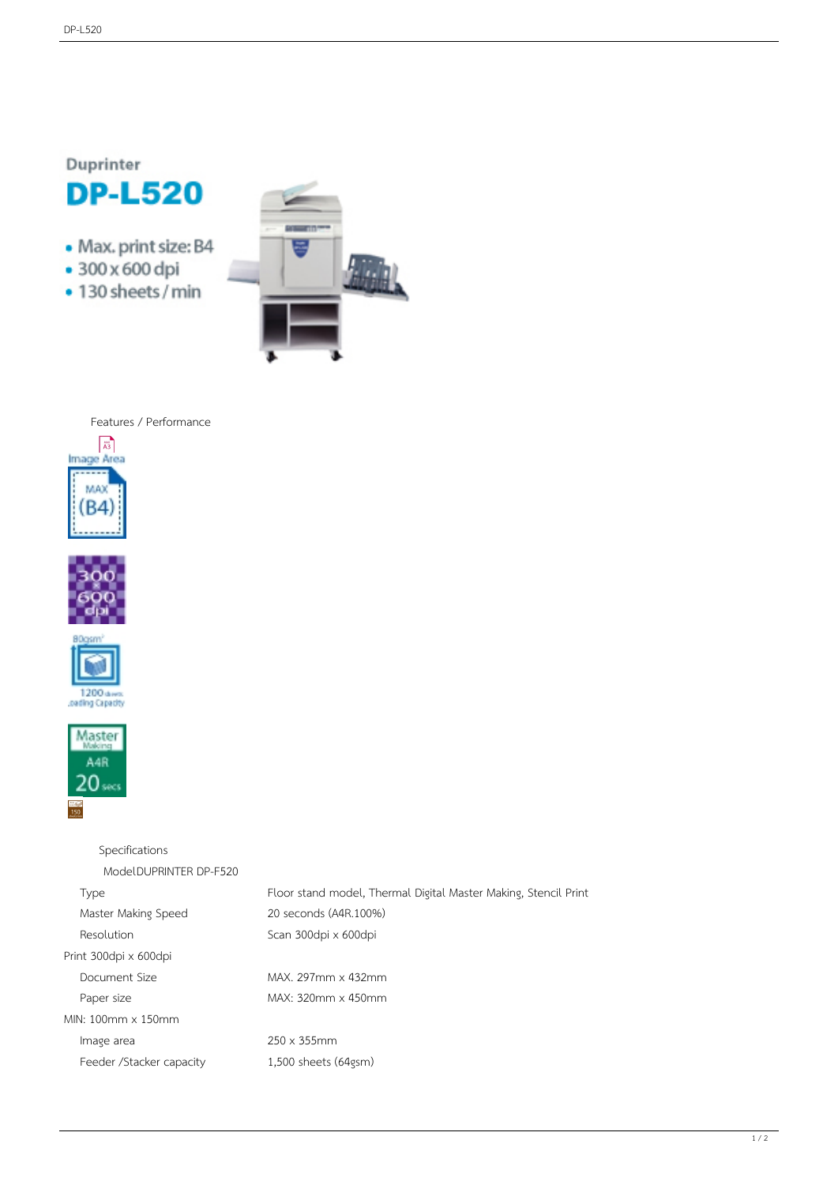Duprinter

# DP-L520

- Max. print size: B4
- 300 x 600 dpi
- 130 sheets / min

Features / Performance

Image Area MAX (B4)

300 x 600 dpi

80gsm 1200 sheets Loading Capacity

Master Making A4R 20 secs

Specifications

ModelDUPRINTER DP-F520

| | |
|---|---|
| Type | Floor stand model, Thermal Digital Master Making, Stencil Print |
| Master Making Speed | 20 seconds (A4R.100%) |
| Resolution | Scan 300dpi x 600dpi<br>Print 300dpi x 600dpi |
| Document Size | MAX. 297mm x 432mm |
| Paper size | MAX: 320mm x 450mm<br>MIN: 100mm x 150mm |
| Image area | 250 x 355mm |
| Feeder /Stacker capacity | 1,500 sheets (64gsm) |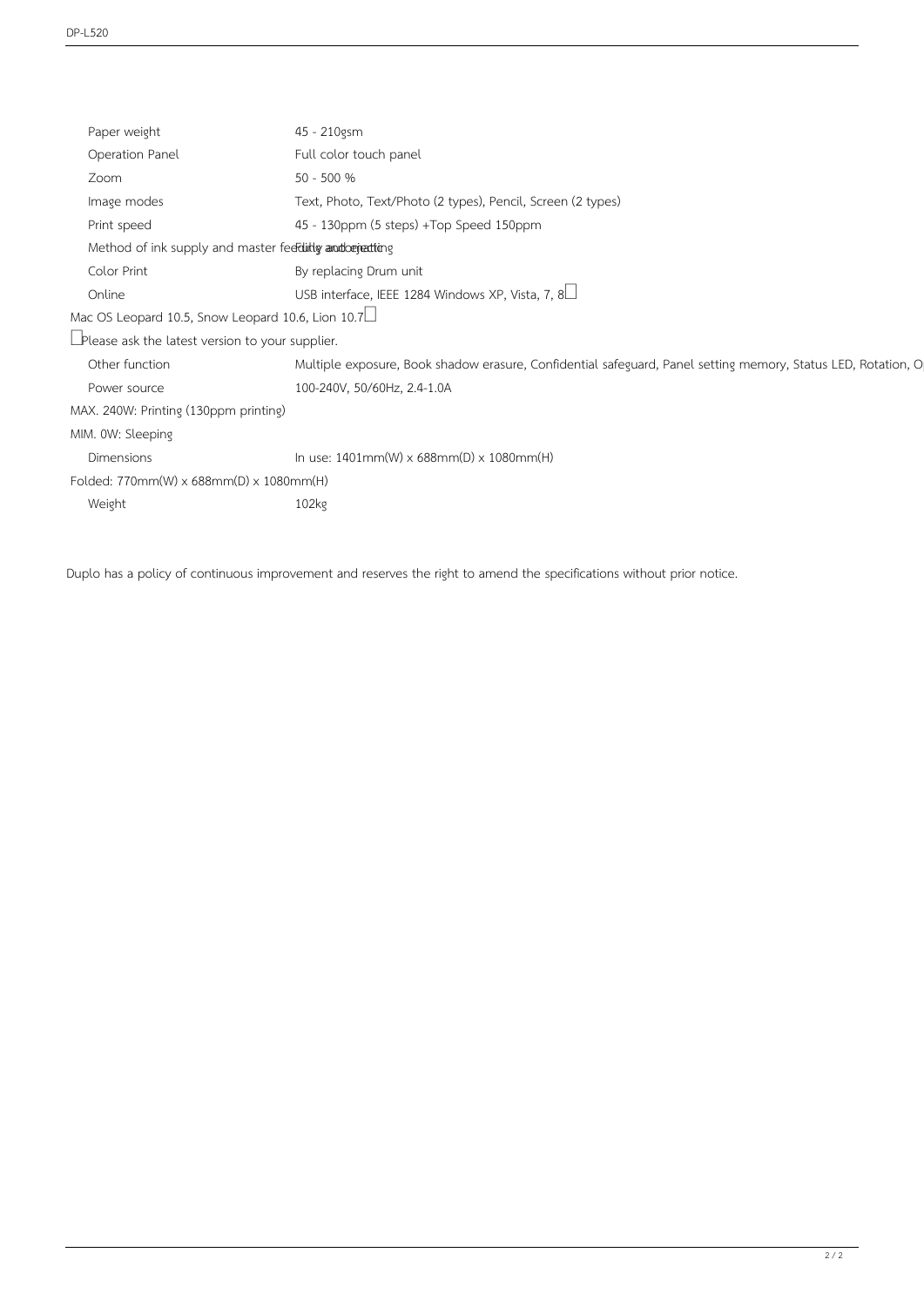| | |
|---|---|
| Paper weight | 45 - 210gsm |
| Operation Panel | Full color touch panel |
| Zoom | 50 - 500 % |
| Image modes | Text, Photo, Text/Photo (2 types), Pencil, Screen (2 types) |
| Print speed | 45 - 130ppm (5 steps) +Top Speed 150ppm |
| Method of ink supply and master feeding and ejecting | Fully automatic |
| Color Print | By replacing Drum unit |
| Online | USB interface, IEEE 1284 Windows XP, Vista, 7, 8 Mac OS Leopard 10.5, Snow Leopard 10.6, Lion 10.7 Please ask the latest version to your supplier. |
| Other function | Multiple exposure, Book shadow erasure, Confidential safeguard, Panel setting memory, Status LED, Rotation, O |
| Power source | 100-240V, 50/60Hz, 2.4-1.0A MAX. 240W: Printing (130ppm printing) MIM. 0W: Sleeping |
| Dimensions | In use: 1401mm(W) x 688mm(D) x 1080mm(H) Folded: 770mm(W) x 688mm(D) x 1080mm(H) |
| Weight | 102kg |

Duplo has a policy of continuous improvement and reserves the right to amend the specifications without prior notice.